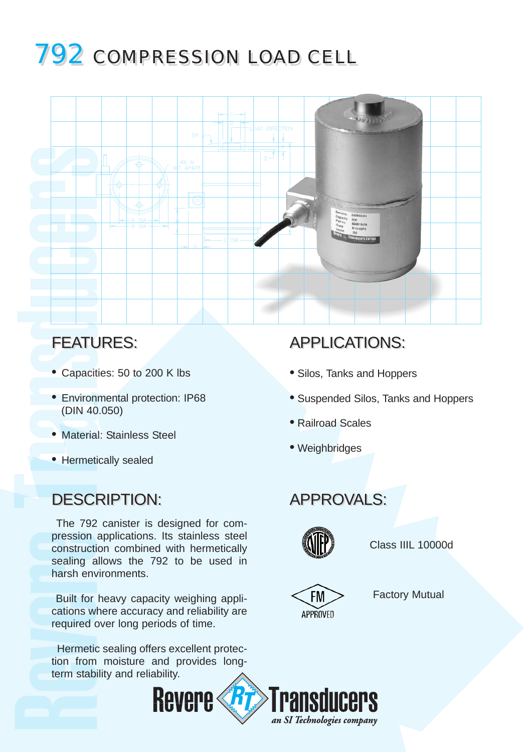# 792 COMPRESSION LOAD CELL

## FEATURES:

- Capacities: 50 to 200 K lbs
- Environmental protection: IP68 (DIN 40.050)
- Material: Stainless Steel
- Hermetically sealed

## APPLICATIONS:

- Silos, Tanks and Hoppers
- Suspended Silos, Tanks and Hoppers
- Railroad Scales
- Weighbridges

## DESCRIPTION:

The 792 canister is designed for compression applications. Its stainless steel construction combined with hermetically sealing allows the 792 to be used in harsh environments.

Built for heavy capacity weighing applications where accuracy and reliability are required over long periods of time.

Hermetic sealing offers excellent protection from moisture and provides long-term stability and reliability.

## APPROVALS:

NTEP — Class IIIL 10000d

FM APPROVED — Factory Mutual

Revere Transducers
*an SI Technologies company*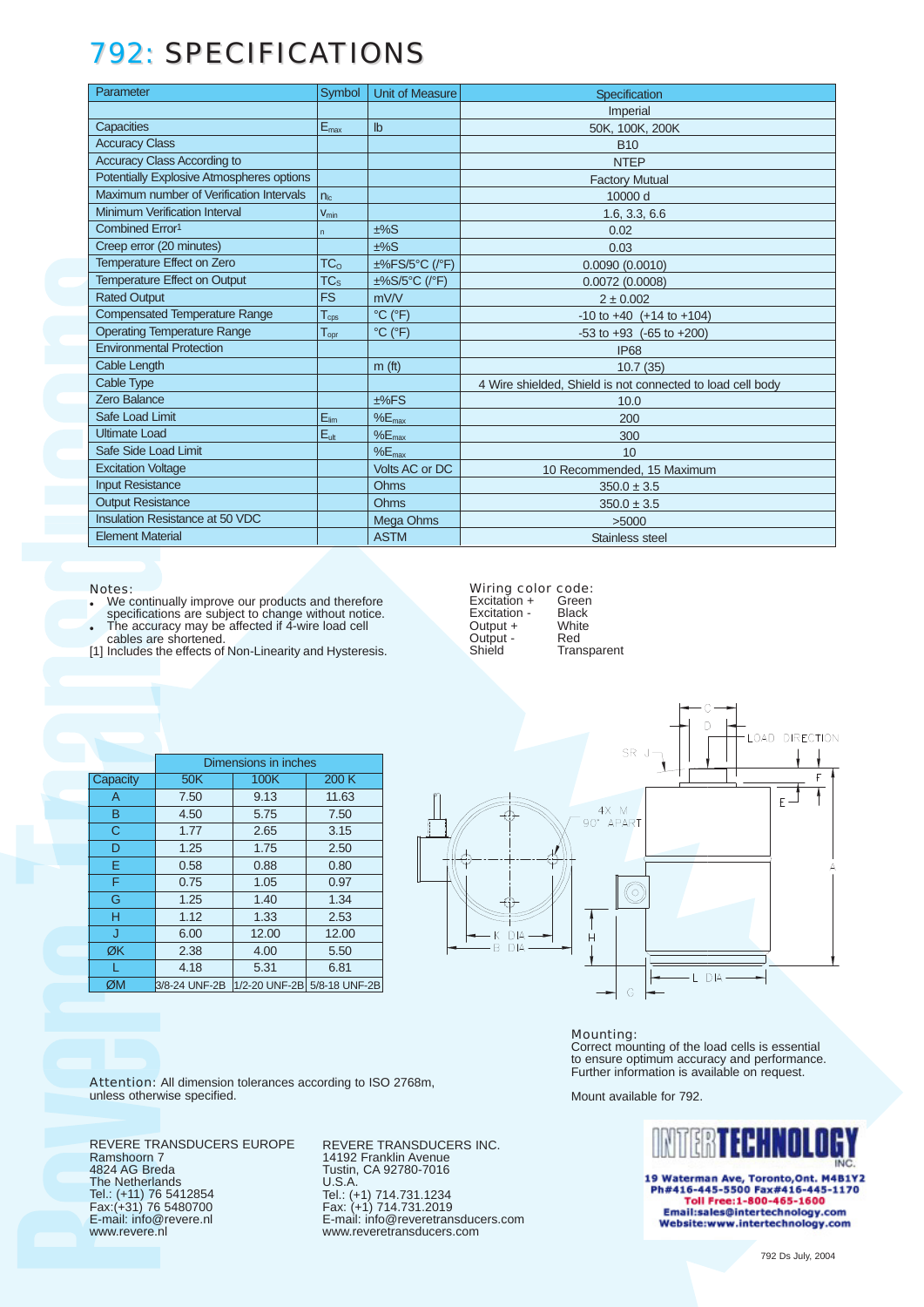# 792: SPECIFICATIONS

| Parameter | Symbol | Unit of Measure | Specification |
|---|---|---|---|
| | | | Imperial |
| Capacities | $E_{max}$ | lb | 50K, 100K, 200K |
| Accuracy Class | | | B10 |
| Accuracy Class According to | | | NTEP |
| Potentially Explosive Atmospheres options | | | Factory Mutual |
| Maximum number of Verification Intervals | $n_{lc}$ | | 10000 d |
| Minimum Verification Interval | $v_{min}$ | | 1.6, 3.3, 6.6 |
| Combined Error[1] | n | ±%S | 0.02 |
| Creep error (20 minutes) | | ±%S | 0.03 |
| Temperature Effect on Zero | $TC_O$ | ±%FS/5°C (/°F) | 0.0090 (0.0010) |
| Temperature Effect on Output | $TC_S$ | ±%S/5°C (/°F) | 0.0072 (0.0008) |
| Rated Output | FS | mV/V | 2 ± 0.002 |
| Compensated Temperature Range | $T_{cps}$ | °C (°F) | -10 to +40 (+14 to +104) |
| Operating Temperature Range | $T_{opr}$ | °C (°F) | -53 to +93 (-65 to +200) |
| Environmental Protection | | | IP68 |
| Cable Length | | m (ft) | 10.7 (35) |
| Cable Type | | | 4 Wire shielded, Shield is not connected to load cell body |
| Zero Balance | | ±%FS | 10.0 |
| Safe Load Limit | $E_{lim}$ | $\%E_{max}$ | 200 |
| Ultimate Load | $E_{ult}$ | $\%E_{max}$ | 300 |
| Safe Side Load Limit | | $\%E_{max}$ | 10 |
| Excitation Voltage | | Volts AC or DC | 10 Recommended, 15 Maximum |
| Input Resistance | | Ohms | 350.0 ± 3.5 |
| Output Resistance | | Ohms | 350.0 ± 3.5 |
| Insulation Resistance at 50 VDC | | Mega Ohms | >5000 |
| Element Material | | ASTM | Stainless steel |

**Notes:**

- We continually improve our products and therefore specifications are subject to change without notice.
- The accuracy may be affected if 4-wire load cell cables are shortened.

[1] Includes the effects of Non-Linearity and Hysteresis.

**Wiring color code:**

| | |
|---|---|
| Excitation + | Green |
| Excitation - | Black |
| Output + | White |
| Output - | Red |
| Shield | Transparent |

| | Dimensions in inches | | |
|---|---|---|---|
| Capacity | 50K | 100K | 200 K |
| A | 7.50 | 9.13 | 11.63 |
| B | 4.50 | 5.75 | 7.50 |
| C | 1.77 | 2.65 | 3.15 |
| D | 1.25 | 1.75 | 2.50 |
| E | 0.58 | 0.88 | 0.80 |
| F | 0.75 | 1.05 | 0.97 |
| G | 1.25 | 1.40 | 1.34 |
| H | 1.12 | 1.33 | 2.53 |
| J | 6.00 | 12.00 | 12.00 |
| ØK | 2.38 | 4.00 | 5.50 |
| L | 4.18 | 5.31 | 6.81 |
| ØM | 3/8-24 UNF-2B | 1/2-20 UNF-2B | 5/8-18 UNF-2B |

C
D
LOAD DIRECTION
SR J
F
E
4X M
90° APART
A
K DIA
B DIA
H
L DIA
G

**Mounting:**
Correct mounting of the load cells is essential to ensure optimum accuracy and performance. Further information is available on request.

Mount available for 792.

**Attention:** All dimension tolerances according to ISO 2768m, unless otherwise specified.

REVERE TRANSDUCERS EUROPE
Ramshoorn 7
4824 AG Breda
The Netherlands
Tel.: (+11) 76 5412854
Fax:(+31) 76 5480700
E-mail: info@revere.nl
www.revere.nl

REVERE TRANSDUCERS INC.
14192 Franklin Avenue
Tustin, CA 92780-7016
U.S.A.
Tel.: (+1) 714.731.1234
Fax: (+1) 714.731.2019
E-mail: info@reveretransducers.com
www.reveretransducers.com

INTERTECHNOLOGY INC.
19 Waterman Ave, Toronto,Ont. M4B1Y2
Ph#416-445-5500 Fax#416-445-1170
Toll Free:1-800-465-1600
Email:sales@intertechnology.com
Website:www.intertechnology.com

792 Ds July, 2004